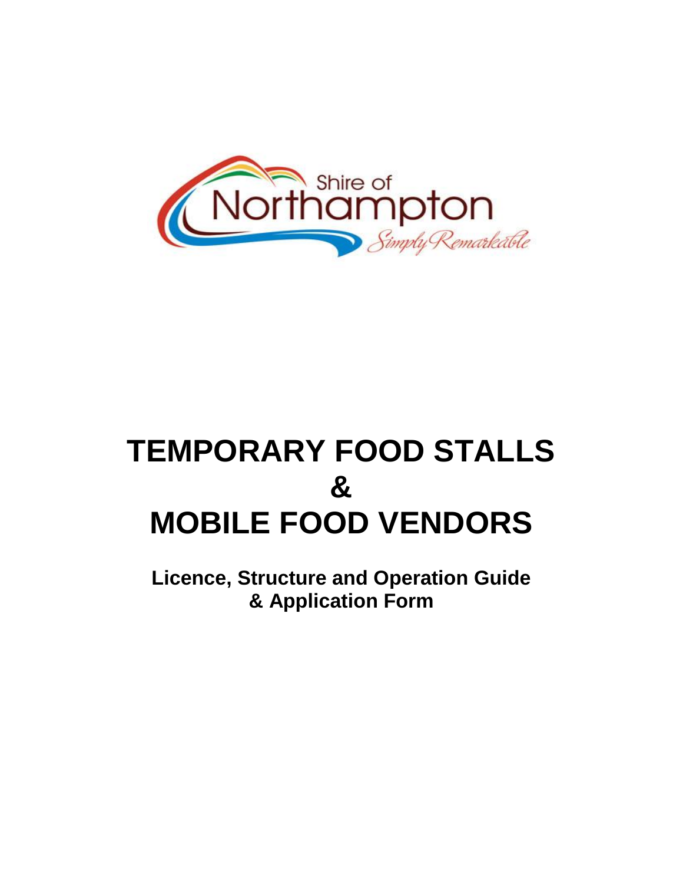Shire of Northampton

*Simply Remarkable*

# TEMPORARY FOOD STALLS
# &
# MOBILE FOOD VENDORS

**Licence, Structure and Operation Guide**
**& Application Form**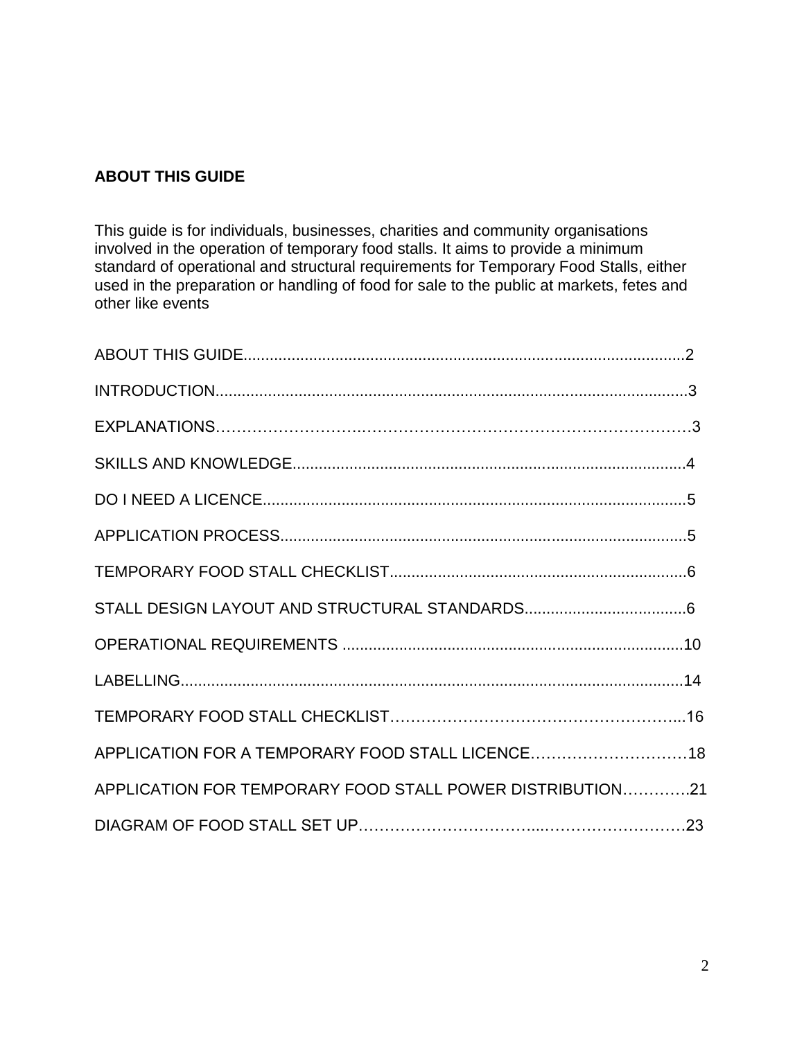## ABOUT THIS GUIDE

This guide is for individuals, businesses, charities and community organisations involved in the operation of temporary food stalls. It aims to provide a minimum standard of operational and structural requirements for Temporary Food Stalls, either used in the preparation or handling of food for sale to the public at markets, fetes and other like events

ABOUT THIS GUIDE.....................................................................................................2

INTRODUCTION...........................................................................................................3

EXPLANATIONS…………………….……………………………………………………3

SKILLS AND KNOWLEDGE.........................................................................................4

DO I NEED A LICENCE................................................................................................5

APPLICATION PROCESS............................................................................................5

TEMPORARY FOOD STALL CHECKLIST...................................................................6

STALL DESIGN LAYOUT AND STRUCTURAL STANDARDS....................................6

OPERATIONAL REQUIREMENTS .............................................................................10

LABELLING.................................................................................................................14

TEMPORARY FOOD STALL CHECKLIST………………………………………………...16

APPLICATION FOR A TEMPORARY FOOD STALL LICENCE…………………………18

APPLICATION FOR TEMPORARY FOOD STALL POWER DISTRIBUTION………….21

DIAGRAM OF FOOD STALL SET UP……………………………..………………………23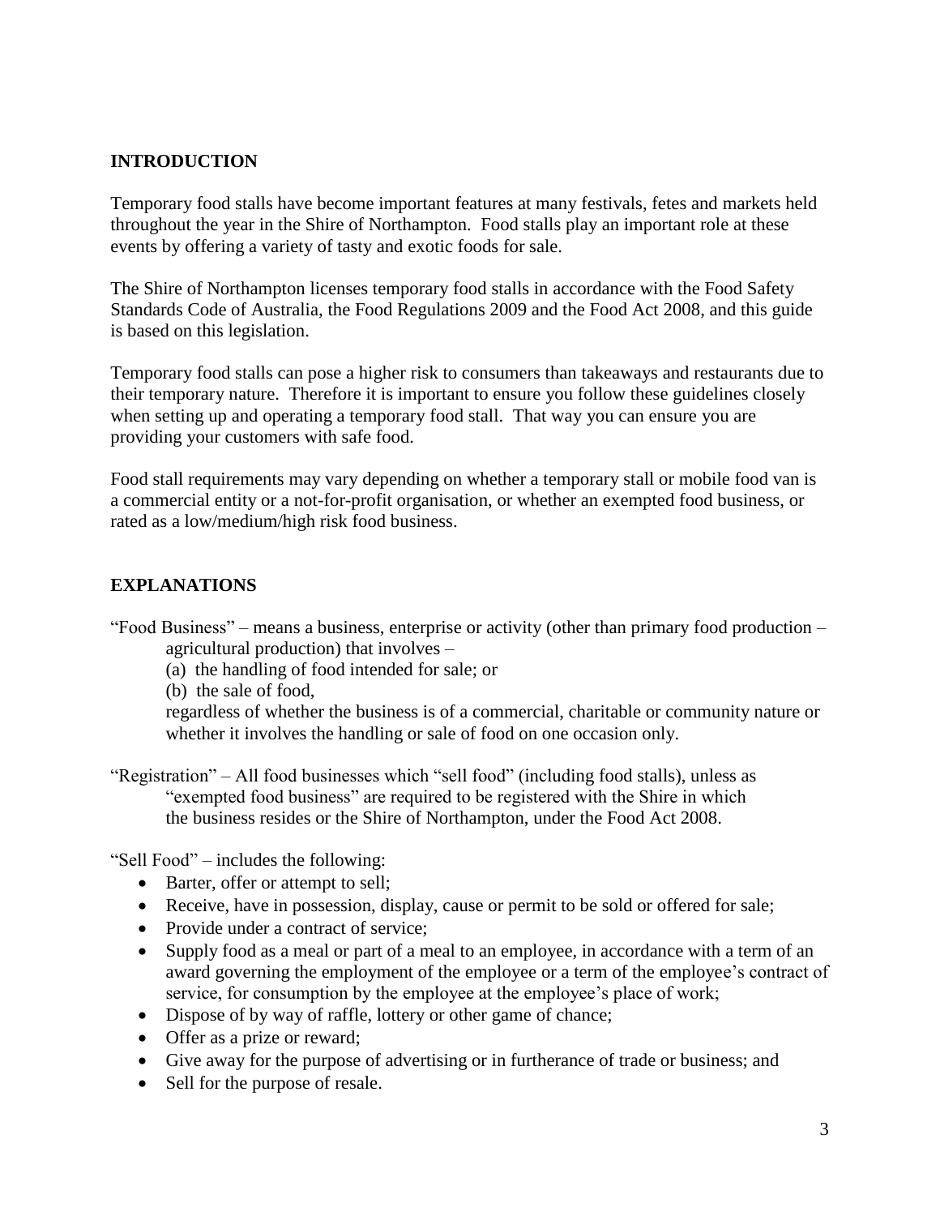## INTRODUCTION

Temporary food stalls have become important features at many festivals, fetes and markets held throughout the year in the Shire of Northampton. Food stalls play an important role at these events by offering a variety of tasty and exotic foods for sale.

The Shire of Northampton licenses temporary food stalls in accordance with the Food Safety Standards Code of Australia, the Food Regulations 2009 and the Food Act 2008, and this guide is based on this legislation.

Temporary food stalls can pose a higher risk to consumers than takeaways and restaurants due to their temporary nature. Therefore it is important to ensure you follow these guidelines closely when setting up and operating a temporary food stall. That way you can ensure you are providing your customers with safe food.

Food stall requirements may vary depending on whether a temporary stall or mobile food van is a commercial entity or a not-for-profit organisation, or whether an exempted food business, or rated as a low/medium/high risk food business.

## EXPLANATIONS

"Food Business" – means a business, enterprise or activity (other than primary food production – agricultural production) that involves –

(a) the handling of food intended for sale; or

(b) the sale of food,

regardless of whether the business is of a commercial, charitable or community nature or whether it involves the handling or sale of food on one occasion only.

"Registration" – All food businesses which "sell food" (including food stalls), unless as "exempted food business" are required to be registered with the Shire in which the business resides or the Shire of Northampton, under the Food Act 2008.

"Sell Food" – includes the following:

- Barter, offer or attempt to sell;
- Receive, have in possession, display, cause or permit to be sold or offered for sale;
- Provide under a contract of service;
- Supply food as a meal or part of a meal to an employee, in accordance with a term of an award governing the employment of the employee or a term of the employee's contract of service, for consumption by the employee at the employee's place of work;
- Dispose of by way of raffle, lottery or other game of chance;
- Offer as a prize or reward;
- Give away for the purpose of advertising or in furtherance of trade or business; and
- Sell for the purpose of resale.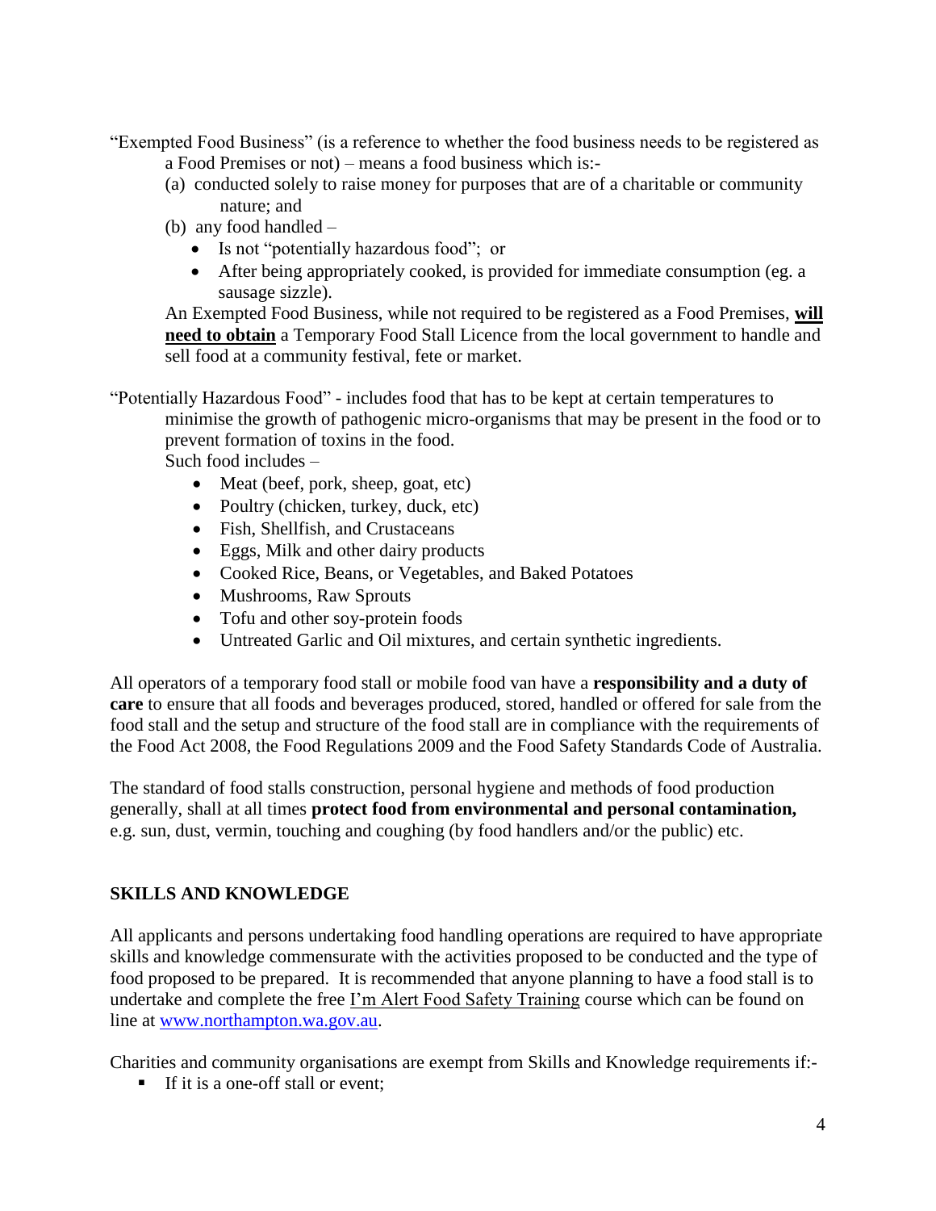"Exempted Food Business" (is a reference to whether the food business needs to be registered as a Food Premises or not) – means a food business which is:-

(a) conducted solely to raise money for purposes that are of a charitable or community nature; and

(b) any food handled –

- Is not "potentially hazardous food"; or
- After being appropriately cooked, is provided for immediate consumption (eg. a sausage sizzle).

An Exempted Food Business, while not required to be registered as a Food Premises, **will need to obtain** a Temporary Food Stall Licence from the local government to handle and sell food at a community festival, fete or market.

"Potentially Hazardous Food" - includes food that has to be kept at certain temperatures to minimise the growth of pathogenic micro-organisms that may be present in the food or to prevent formation of toxins in the food.

Such food includes –

- Meat (beef, pork, sheep, goat, etc)
- Poultry (chicken, turkey, duck, etc)
- Fish, Shellfish, and Crustaceans
- Eggs, Milk and other dairy products
- Cooked Rice, Beans, or Vegetables, and Baked Potatoes
- Mushrooms, Raw Sprouts
- Tofu and other soy-protein foods
- Untreated Garlic and Oil mixtures, and certain synthetic ingredients.

All operators of a temporary food stall or mobile food van have a **responsibility and a duty of care** to ensure that all foods and beverages produced, stored, handled or offered for sale from the food stall and the setup and structure of the food stall are in compliance with the requirements of the Food Act 2008, the Food Regulations 2009 and the Food Safety Standards Code of Australia.

The standard of food stalls construction, personal hygiene and methods of food production generally, shall at all times **protect food from environmental and personal contamination,** e.g. sun, dust, vermin, touching and coughing (by food handlers and/or the public) etc.

## SKILLS AND KNOWLEDGE

All applicants and persons undertaking food handling operations are required to have appropriate skills and knowledge commensurate with the activities proposed to be conducted and the type of food proposed to be prepared. It is recommended that anyone planning to have a food stall is to undertake and complete the free I'm Alert Food Safety Training course which can be found on line at www.northampton.wa.gov.au.

Charities and community organisations are exempt from Skills and Knowledge requirements if:-

- If it is a one-off stall or event;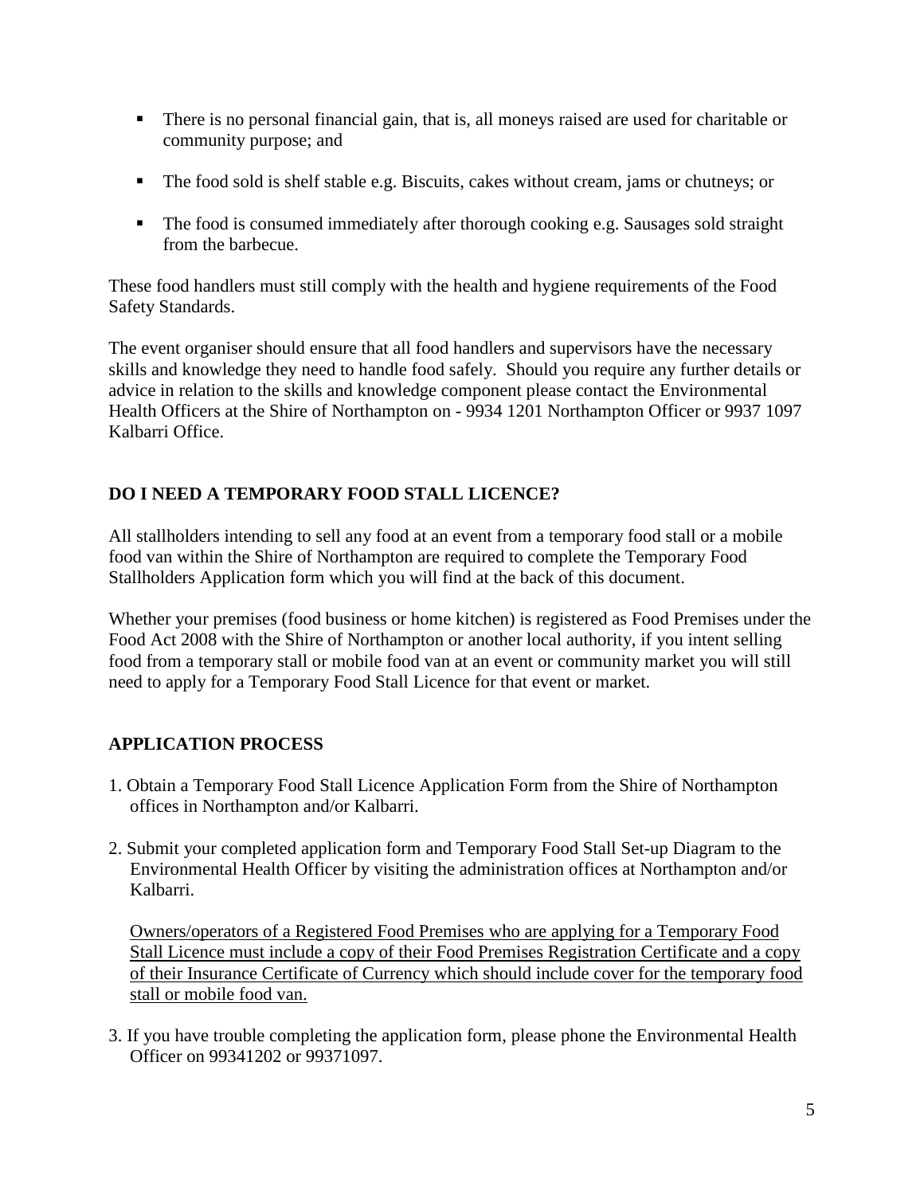- There is no personal financial gain, that is, all moneys raised are used for charitable or community purpose; and
- The food sold is shelf stable e.g. Biscuits, cakes without cream, jams or chutneys; or
- The food is consumed immediately after thorough cooking e.g. Sausages sold straight from the barbecue.

These food handlers must still comply with the health and hygiene requirements of the Food Safety Standards.

The event organiser should ensure that all food handlers and supervisors have the necessary skills and knowledge they need to handle food safely. Should you require any further details or advice in relation to the skills and knowledge component please contact the Environmental Health Officers at the Shire of Northampton on - 9934 1201 Northampton Officer or 9937 1097 Kalbarri Office.

**DO I NEED A TEMPORARY FOOD STALL LICENCE?**

All stallholders intending to sell any food at an event from a temporary food stall or a mobile food van within the Shire of Northampton are required to complete the Temporary Food Stallholders Application form which you will find at the back of this document.

Whether your premises (food business or home kitchen) is registered as Food Premises under the Food Act 2008 with the Shire of Northampton or another local authority, if you intent selling food from a temporary stall or mobile food van at an event or community market you will still need to apply for a Temporary Food Stall Licence for that event or market.

**APPLICATION PROCESS**

1. Obtain a Temporary Food Stall Licence Application Form from the Shire of Northampton offices in Northampton and/or Kalbarri.

2. Submit your completed application form and Temporary Food Stall Set-up Diagram to the Environmental Health Officer by visiting the administration offices at Northampton and/or Kalbarri.

   Owners/operators of a Registered Food Premises who are applying for a Temporary Food Stall Licence must include a copy of their Food Premises Registration Certificate and a copy of their Insurance Certificate of Currency which should include cover for the temporary food stall or mobile food van.

3. If you have trouble completing the application form, please phone the Environmental Health Officer on 99341202 or 99371097.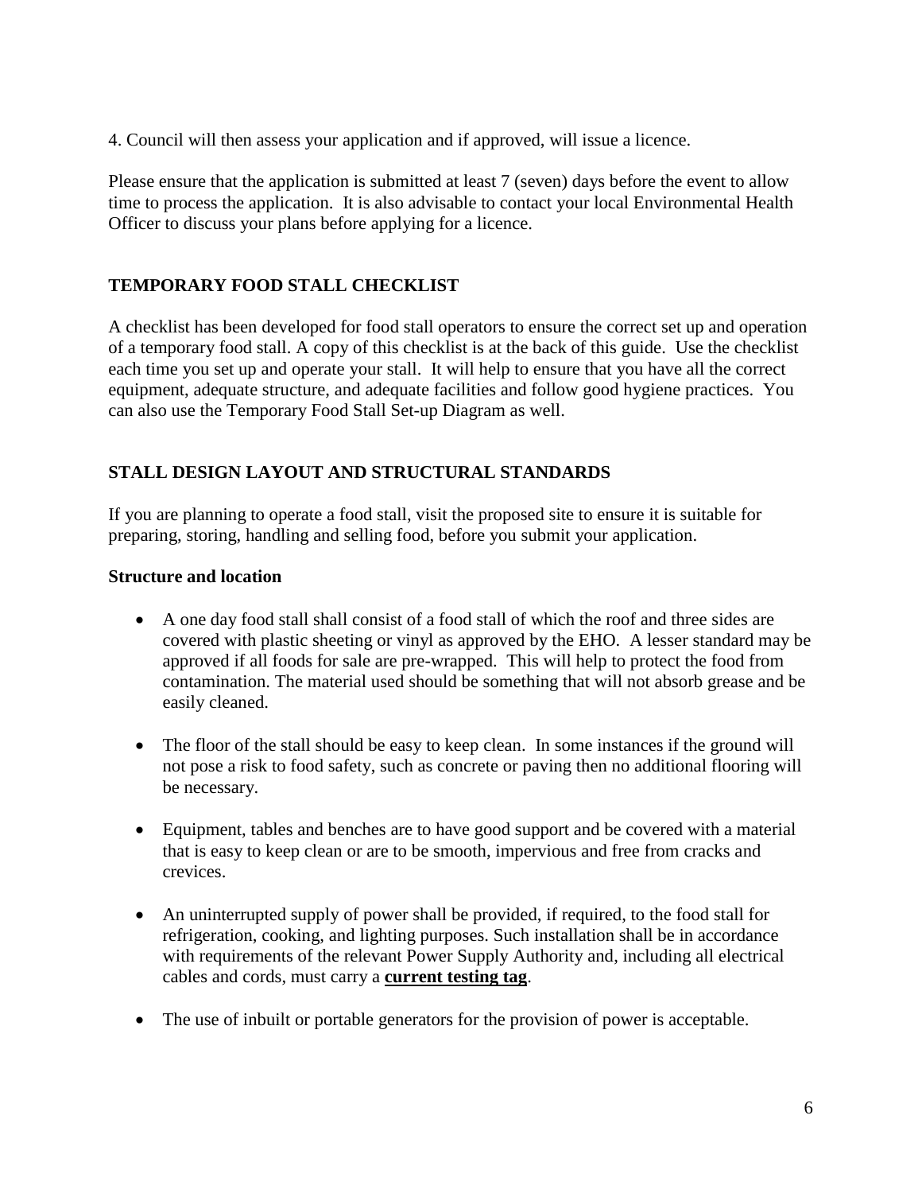4. Council will then assess your application and if approved, will issue a licence.

Please ensure that the application is submitted at least 7 (seven) days before the event to allow time to process the application. It is also advisable to contact your local Environmental Health Officer to discuss your plans before applying for a licence.

## TEMPORARY FOOD STALL CHECKLIST

A checklist has been developed for food stall operators to ensure the correct set up and operation of a temporary food stall. A copy of this checklist is at the back of this guide. Use the checklist each time you set up and operate your stall. It will help to ensure that you have all the correct equipment, adequate structure, and adequate facilities and follow good hygiene practices. You can also use the Temporary Food Stall Set-up Diagram as well.

## STALL DESIGN LAYOUT AND STRUCTURAL STANDARDS

If you are planning to operate a food stall, visit the proposed site to ensure it is suitable for preparing, storing, handling and selling food, before you submit your application.

### Structure and location

- A one day food stall shall consist of a food stall of which the roof and three sides are covered with plastic sheeting or vinyl as approved by the EHO. A lesser standard may be approved if all foods for sale are pre-wrapped. This will help to protect the food from contamination. The material used should be something that will not absorb grease and be easily cleaned.

- The floor of the stall should be easy to keep clean. In some instances if the ground will not pose a risk to food safety, such as concrete or paving then no additional flooring will be necessary.

- Equipment, tables and benches are to have good support and be covered with a material that is easy to keep clean or are to be smooth, impervious and free from cracks and crevices.

- An uninterrupted supply of power shall be provided, if required, to the food stall for refrigeration, cooking, and lighting purposes. Such installation shall be in accordance with requirements of the relevant Power Supply Authority and, including all electrical cables and cords, must carry a **current testing tag**.

- The use of inbuilt or portable generators for the provision of power is acceptable.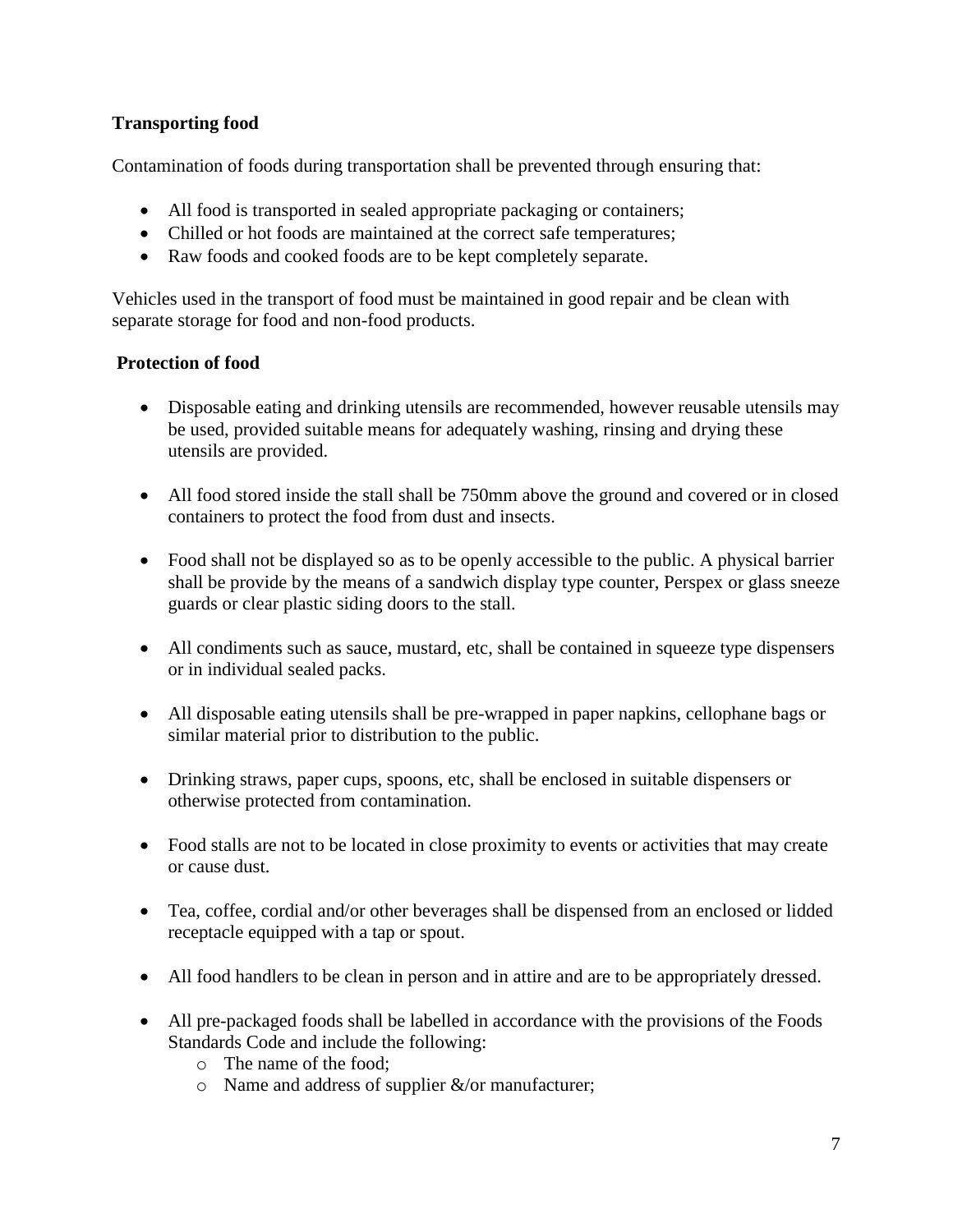**Transporting food**

Contamination of foods during transportation shall be prevented through ensuring that:

- All food is transported in sealed appropriate packaging or containers;
- Chilled or hot foods are maintained at the correct safe temperatures;
- Raw foods and cooked foods are to be kept completely separate.

Vehicles used in the transport of food must be maintained in good repair and be clean with separate storage for food and non-food products.

**Protection of food**

- Disposable eating and drinking utensils are recommended, however reusable utensils may be used, provided suitable means for adequately washing, rinsing and drying these utensils are provided.

- All food stored inside the stall shall be 750mm above the ground and covered or in closed containers to protect the food from dust and insects.

- Food shall not be displayed so as to be openly accessible to the public. A physical barrier shall be provide by the means of a sandwich display type counter, Perspex or glass sneeze guards or clear plastic siding doors to the stall.

- All condiments such as sauce, mustard, etc, shall be contained in squeeze type dispensers or in individual sealed packs.

- All disposable eating utensils shall be pre-wrapped in paper napkins, cellophane bags or similar material prior to distribution to the public.

- Drinking straws, paper cups, spoons, etc, shall be enclosed in suitable dispensers or otherwise protected from contamination.

- Food stalls are not to be located in close proximity to events or activities that may create or cause dust.

- Tea, coffee, cordial and/or other beverages shall be dispensed from an enclosed or lidded receptacle equipped with a tap or spout.

- All food handlers to be clean in person and in attire and are to be appropriately dressed.

- All pre-packaged foods shall be labelled in accordance with the provisions of the Foods Standards Code and include the following:
  - The name of the food;
  - Name and address of supplier &/or manufacturer;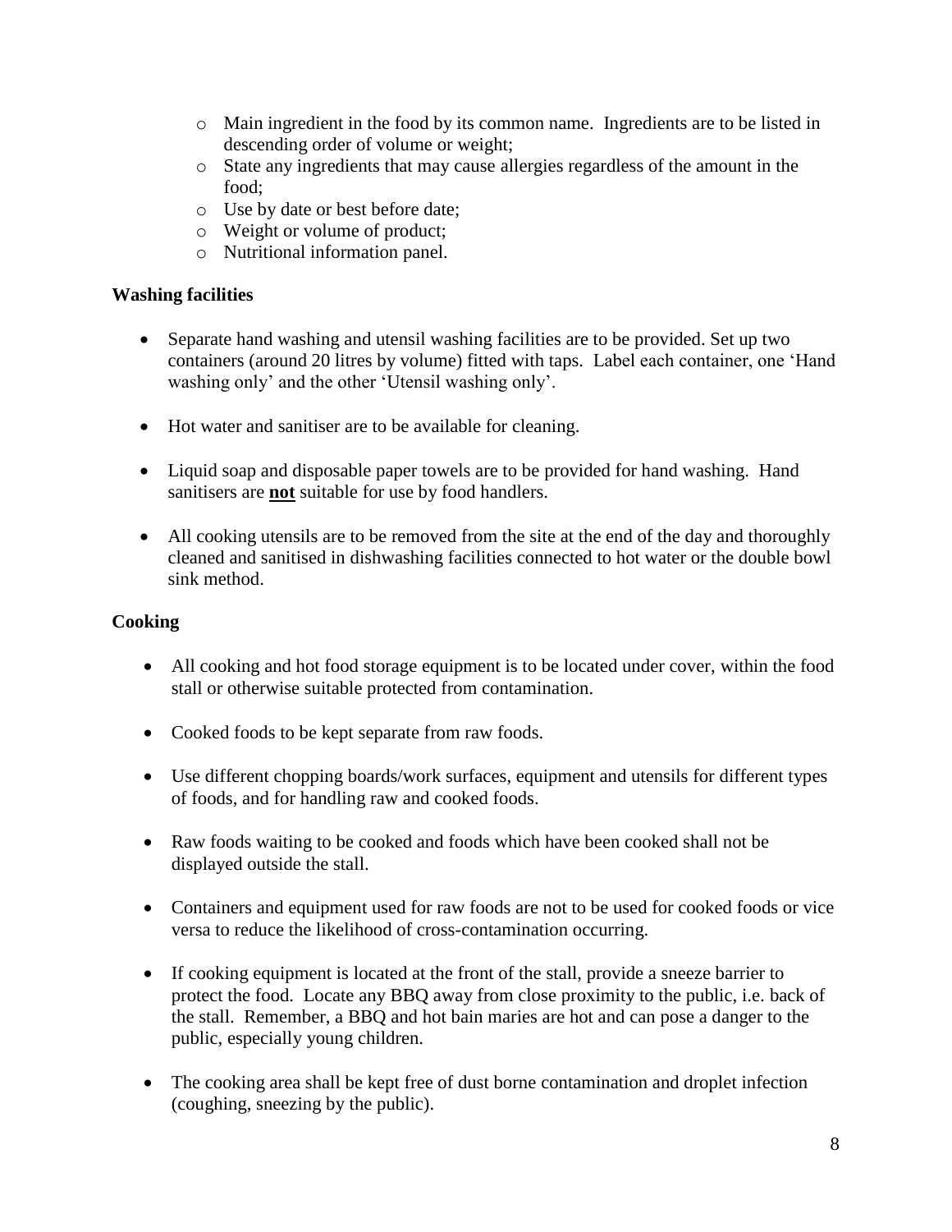- Main ingredient in the food by its common name. Ingredients are to be listed in descending order of volume or weight;
- State any ingredients that may cause allergies regardless of the amount in the food;
- Use by date or best before date;
- Weight or volume of product;
- Nutritional information panel.

**Washing facilities**

- Separate hand washing and utensil washing facilities are to be provided. Set up two containers (around 20 litres by volume) fitted with taps. Label each container, one 'Hand washing only' and the other 'Utensil washing only'.
- Hot water and sanitiser are to be available for cleaning.
- Liquid soap and disposable paper towels are to be provided for hand washing. Hand sanitisers are **not** suitable for use by food handlers.
- All cooking utensils are to be removed from the site at the end of the day and thoroughly cleaned and sanitised in dishwashing facilities connected to hot water or the double bowl sink method.

**Cooking**

- All cooking and hot food storage equipment is to be located under cover, within the food stall or otherwise suitable protected from contamination.
- Cooked foods to be kept separate from raw foods.
- Use different chopping boards/work surfaces, equipment and utensils for different types of foods, and for handling raw and cooked foods.
- Raw foods waiting to be cooked and foods which have been cooked shall not be displayed outside the stall.
- Containers and equipment used for raw foods are not to be used for cooked foods or vice versa to reduce the likelihood of cross-contamination occurring.
- If cooking equipment is located at the front of the stall, provide a sneeze barrier to protect the food. Locate any BBQ away from close proximity to the public, i.e. back of the stall. Remember, a BBQ and hot bain maries are hot and can pose a danger to the public, especially young children.
- The cooking area shall be kept free of dust borne contamination and droplet infection (coughing, sneezing by the public).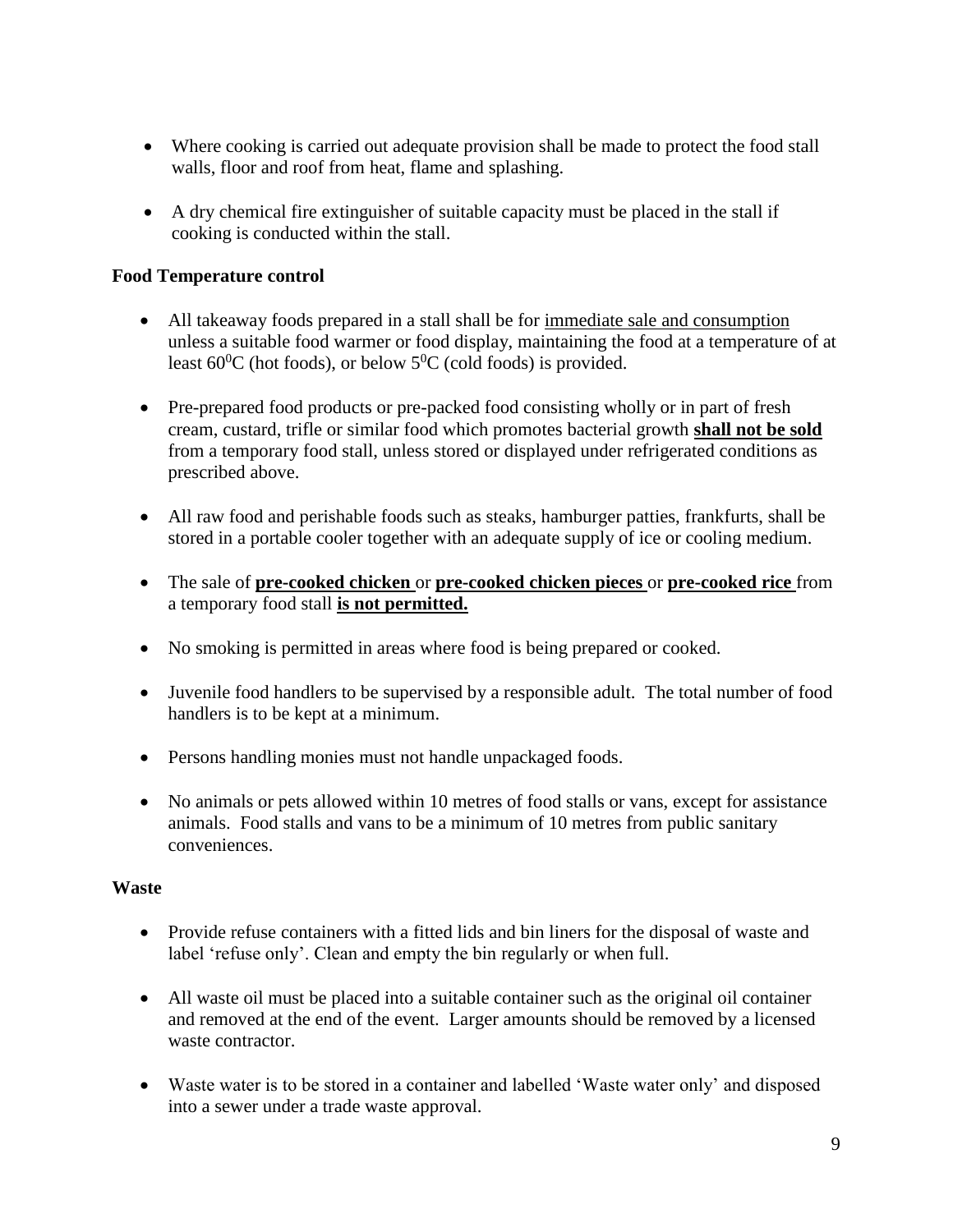- Where cooking is carried out adequate provision shall be made to protect the food stall walls, floor and roof from heat, flame and splashing.

- A dry chemical fire extinguisher of suitable capacity must be placed in the stall if cooking is conducted within the stall.

**Food Temperature control**

- All takeaway foods prepared in a stall shall be for <u>immediate sale and consumption</u> unless a suitable food warmer or food display, maintaining the food at a temperature of at least $60^0$C (hot foods), or below $5^0$C (cold foods) is provided.

- Pre-prepared food products or pre-packed food consisting wholly or in part of fresh cream, custard, trifle or similar food which promotes bacterial growth <u>**shall not be sold**</u> from a temporary food stall, unless stored or displayed under refrigerated conditions as prescribed above.

- All raw food and perishable foods such as steaks, hamburger patties, frankfurts, shall be stored in a portable cooler together with an adequate supply of ice or cooling medium.

- The sale of <u>**pre-cooked chicken**</u> or <u>**pre-cooked chicken pieces**</u> or <u>**pre-cooked rice**</u> from a temporary food stall <u>**is not permitted.**</u>

- No smoking is permitted in areas where food is being prepared or cooked.

- Juvenile food handlers to be supervised by a responsible adult. The total number of food handlers is to be kept at a minimum.

- Persons handling monies must not handle unpackaged foods.

- No animals or pets allowed within 10 metres of food stalls or vans, except for assistance animals. Food stalls and vans to be a minimum of 10 metres from public sanitary conveniences.

**Waste**

- Provide refuse containers with a fitted lids and bin liners for the disposal of waste and label 'refuse only'. Clean and empty the bin regularly or when full.

- All waste oil must be placed into a suitable container such as the original oil container and removed at the end of the event. Larger amounts should be removed by a licensed waste contractor.

- Waste water is to be stored in a container and labelled 'Waste water only' and disposed into a sewer under a trade waste approval.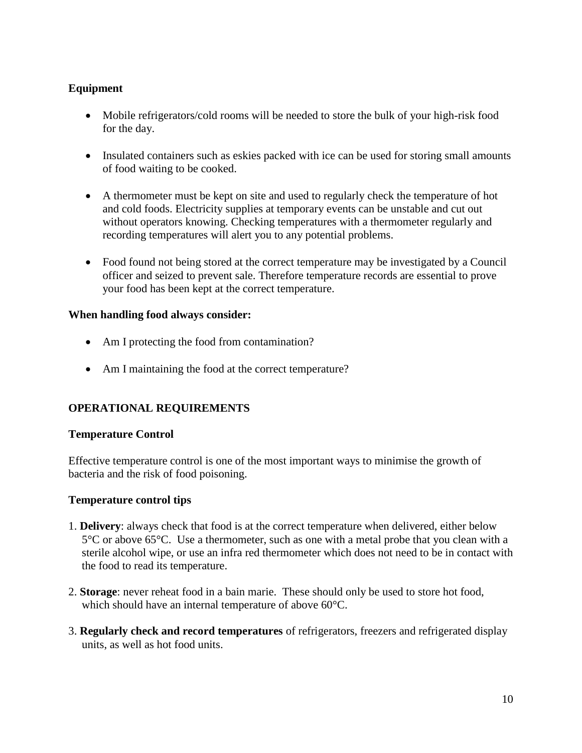**Equipment**

- Mobile refrigerators/cold rooms will be needed to store the bulk of your high-risk food for the day.
- Insulated containers such as eskies packed with ice can be used for storing small amounts of food waiting to be cooked.
- A thermometer must be kept on site and used to regularly check the temperature of hot and cold foods. Electricity supplies at temporary events can be unstable and cut out without operators knowing. Checking temperatures with a thermometer regularly and recording temperatures will alert you to any potential problems.
- Food found not being stored at the correct temperature may be investigated by a Council officer and seized to prevent sale. Therefore temperature records are essential to prove your food has been kept at the correct temperature.

**When handling food always consider:**

- Am I protecting the food from contamination?
- Am I maintaining the food at the correct temperature?

## OPERATIONAL REQUIREMENTS

**Temperature Control**

Effective temperature control is one of the most important ways to minimise the growth of bacteria and the risk of food poisoning.

**Temperature control tips**

1. **Delivery**: always check that food is at the correct temperature when delivered, either below 5°C or above 65°C. Use a thermometer, such as one with a metal probe that you clean with a sterile alcohol wipe, or use an infra red thermometer which does not need to be in contact with the food to read its temperature.
2. **Storage**: never reheat food in a bain marie. These should only be used to store hot food, which should have an internal temperature of above 60°C.
3. **Regularly check and record temperatures** of refrigerators, freezers and refrigerated display units, as well as hot food units.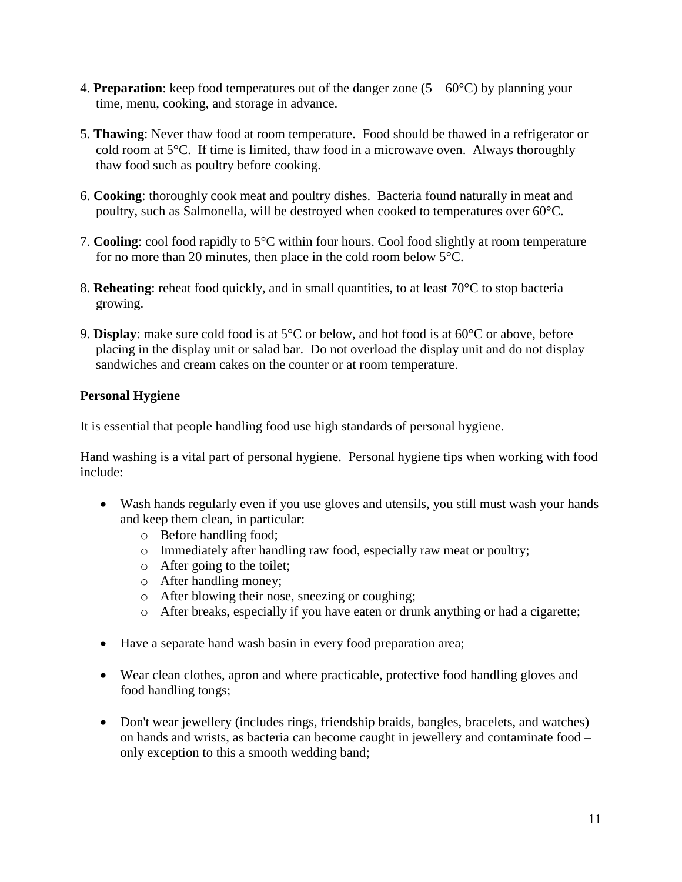4. **Preparation**: keep food temperatures out of the danger zone (5 – 60°C) by planning your time, menu, cooking, and storage in advance.

5. **Thawing**: Never thaw food at room temperature. Food should be thawed in a refrigerator or cold room at 5°C. If time is limited, thaw food in a microwave oven. Always thoroughly thaw food such as poultry before cooking.

6. **Cooking**: thoroughly cook meat and poultry dishes. Bacteria found naturally in meat and poultry, such as Salmonella, will be destroyed when cooked to temperatures over 60°C.

7. **Cooling**: cool food rapidly to 5°C within four hours. Cool food slightly at room temperature for no more than 20 minutes, then place in the cold room below 5°C.

8. **Reheating**: reheat food quickly, and in small quantities, to at least 70°C to stop bacteria growing.

9. **Display**: make sure cold food is at 5°C or below, and hot food is at 60°C or above, before placing in the display unit or salad bar. Do not overload the display unit and do not display sandwiches and cream cakes on the counter or at room temperature.

**Personal Hygiene**

It is essential that people handling food use high standards of personal hygiene.

Hand washing is a vital part of personal hygiene. Personal hygiene tips when working with food include:

- Wash hands regularly even if you use gloves and utensils, you still must wash your hands and keep them clean, in particular:
  - Before handling food;
  - Immediately after handling raw food, especially raw meat or poultry;
  - After going to the toilet;
  - After handling money;
  - After blowing their nose, sneezing or coughing;
  - After breaks, especially if you have eaten or drunk anything or had a cigarette;

- Have a separate hand wash basin in every food preparation area;

- Wear clean clothes, apron and where practicable, protective food handling gloves and food handling tongs;

- Don't wear jewellery (includes rings, friendship braids, bangles, bracelets, and watches) on hands and wrists, as bacteria can become caught in jewellery and contaminate food – only exception to this a smooth wedding band;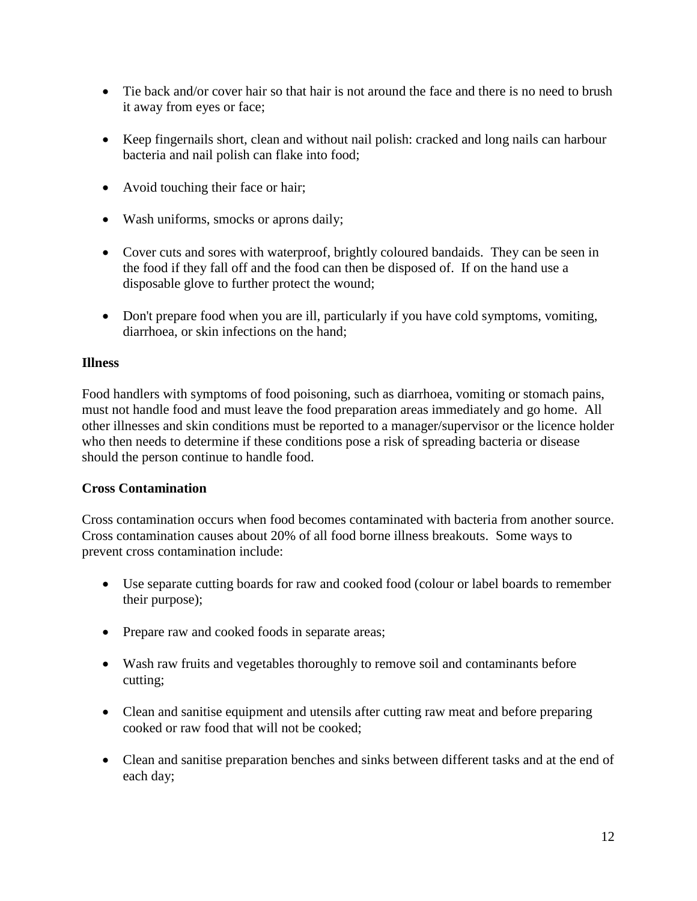- Tie back and/or cover hair so that hair is not around the face and there is no need to brush it away from eyes or face;

- Keep fingernails short, clean and without nail polish: cracked and long nails can harbour bacteria and nail polish can flake into food;

- Avoid touching their face or hair;

- Wash uniforms, smocks or aprons daily;

- Cover cuts and sores with waterproof, brightly coloured bandaids. They can be seen in the food if they fall off and the food can then be disposed of. If on the hand use a disposable glove to further protect the wound;

- Don't prepare food when you are ill, particularly if you have cold symptoms, vomiting, diarrhoea, or skin infections on the hand;

**Illness**

Food handlers with symptoms of food poisoning, such as diarrhoea, vomiting or stomach pains, must not handle food and must leave the food preparation areas immediately and go home. All other illnesses and skin conditions must be reported to a manager/supervisor or the licence holder who then needs to determine if these conditions pose a risk of spreading bacteria or disease should the person continue to handle food.

**Cross Contamination**

Cross contamination occurs when food becomes contaminated with bacteria from another source. Cross contamination causes about 20% of all food borne illness breakouts. Some ways to prevent cross contamination include:

- Use separate cutting boards for raw and cooked food (colour or label boards to remember their purpose);

- Prepare raw and cooked foods in separate areas;

- Wash raw fruits and vegetables thoroughly to remove soil and contaminants before cutting;

- Clean and sanitise equipment and utensils after cutting raw meat and before preparing cooked or raw food that will not be cooked;

- Clean and sanitise preparation benches and sinks between different tasks and at the end of each day;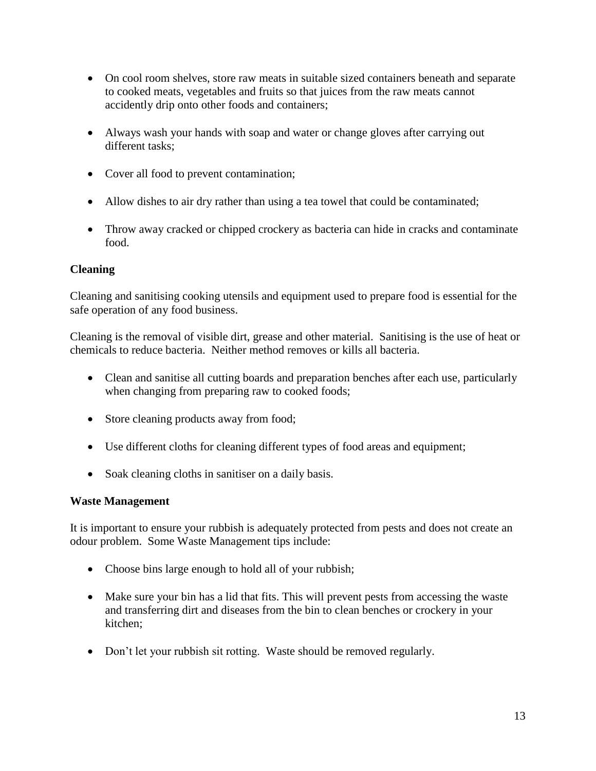- On cool room shelves, store raw meats in suitable sized containers beneath and separate to cooked meats, vegetables and fruits so that juices from the raw meats cannot accidently drip onto other foods and containers;

- Always wash your hands with soap and water or change gloves after carrying out different tasks;

- Cover all food to prevent contamination;

- Allow dishes to air dry rather than using a tea towel that could be contaminated;

- Throw away cracked or chipped crockery as bacteria can hide in cracks and contaminate food.

**Cleaning**

Cleaning and sanitising cooking utensils and equipment used to prepare food is essential for the safe operation of any food business.

Cleaning is the removal of visible dirt, grease and other material. Sanitising is the use of heat or chemicals to reduce bacteria. Neither method removes or kills all bacteria.

- Clean and sanitise all cutting boards and preparation benches after each use, particularly when changing from preparing raw to cooked foods;

- Store cleaning products away from food;

- Use different cloths for cleaning different types of food areas and equipment;

- Soak cleaning cloths in sanitiser on a daily basis.

**Waste Management**

It is important to ensure your rubbish is adequately protected from pests and does not create an odour problem. Some Waste Management tips include:

- Choose bins large enough to hold all of your rubbish;

- Make sure your bin has a lid that fits. This will prevent pests from accessing the waste and transferring dirt and diseases from the bin to clean benches or crockery in your kitchen;

- Don't let your rubbish sit rotting. Waste should be removed regularly.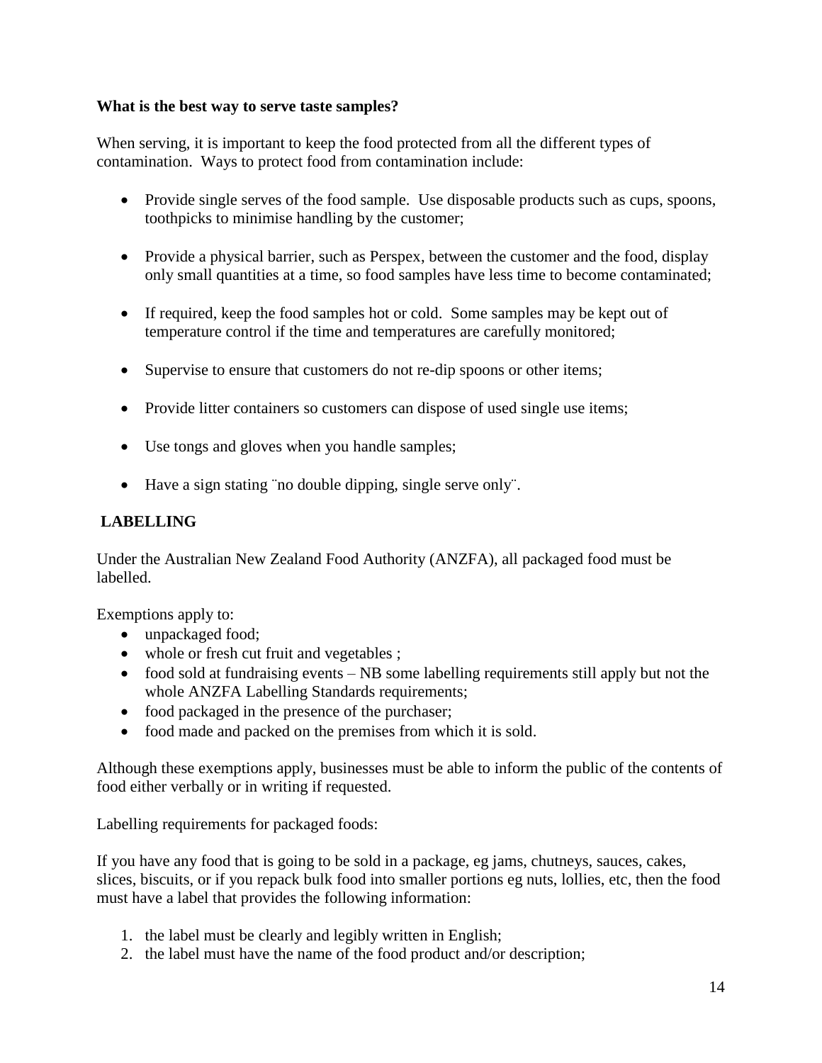**What is the best way to serve taste samples?**

When serving, it is important to keep the food protected from all the different types of contamination. Ways to protect food from contamination include:

- Provide single serves of the food sample. Use disposable products such as cups, spoons, toothpicks to minimise handling by the customer;
- Provide a physical barrier, such as Perspex, between the customer and the food, display only small quantities at a time, so food samples have less time to become contaminated;
- If required, keep the food samples hot or cold. Some samples may be kept out of temperature control if the time and temperatures are carefully monitored;
- Supervise to ensure that customers do not re-dip spoons or other items;
- Provide litter containers so customers can dispose of used single use items;
- Use tongs and gloves when you handle samples;
- Have a sign stating ¨no double dipping, single serve only¨.

## LABELLING

Under the Australian New Zealand Food Authority (ANZFA), all packaged food must be labelled.

Exemptions apply to:

- unpackaged food;
- whole or fresh cut fruit and vegetables ;
- food sold at fundraising events – NB some labelling requirements still apply but not the whole ANZFA Labelling Standards requirements;
- food packaged in the presence of the purchaser;
- food made and packed on the premises from which it is sold.

Although these exemptions apply, businesses must be able to inform the public of the contents of food either verbally or in writing if requested.

Labelling requirements for packaged foods:

If you have any food that is going to be sold in a package, eg jams, chutneys, sauces, cakes, slices, biscuits, or if you repack bulk food into smaller portions eg nuts, lollies, etc, then the food must have a label that provides the following information:

1. the label must be clearly and legibly written in English;
2. the label must have the name of the food product and/or description;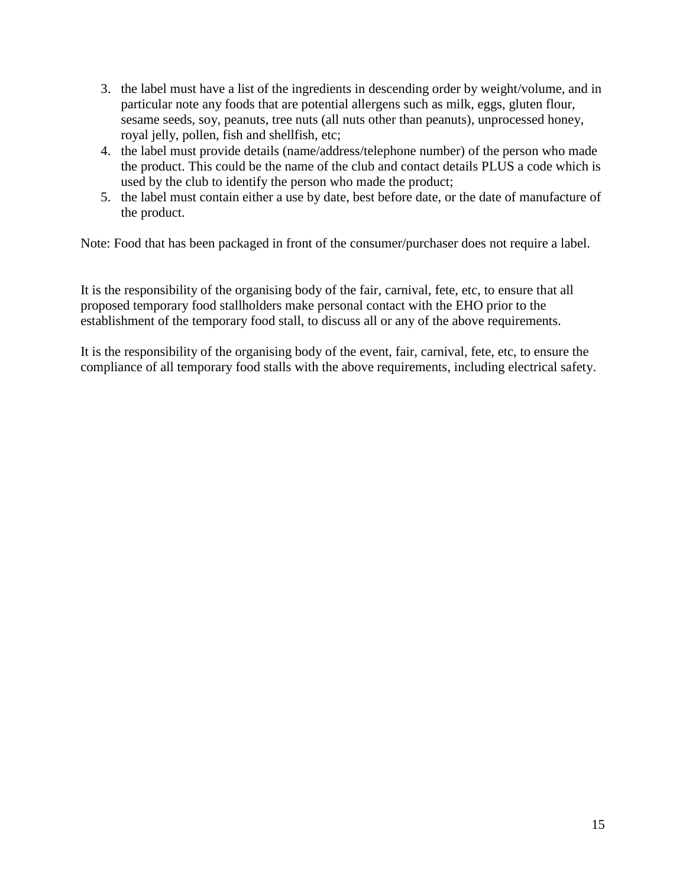3. the label must have a list of the ingredients in descending order by weight/volume, and in particular note any foods that are potential allergens such as milk, eggs, gluten flour, sesame seeds, soy, peanuts, tree nuts (all nuts other than peanuts), unprocessed honey, royal jelly, pollen, fish and shellfish, etc;
4. the label must provide details (name/address/telephone number) of the person who made the product. This could be the name of the club and contact details PLUS a code which is used by the club to identify the person who made the product;
5. the label must contain either a use by date, best before date, or the date of manufacture of the product.

Note: Food that has been packaged in front of the consumer/purchaser does not require a label.

It is the responsibility of the organising body of the fair, carnival, fete, etc, to ensure that all proposed temporary food stallholders make personal contact with the EHO prior to the establishment of the temporary food stall, to discuss all or any of the above requirements.

It is the responsibility of the organising body of the event, fair, carnival, fete, etc, to ensure the compliance of all temporary food stalls with the above requirements, including electrical safety.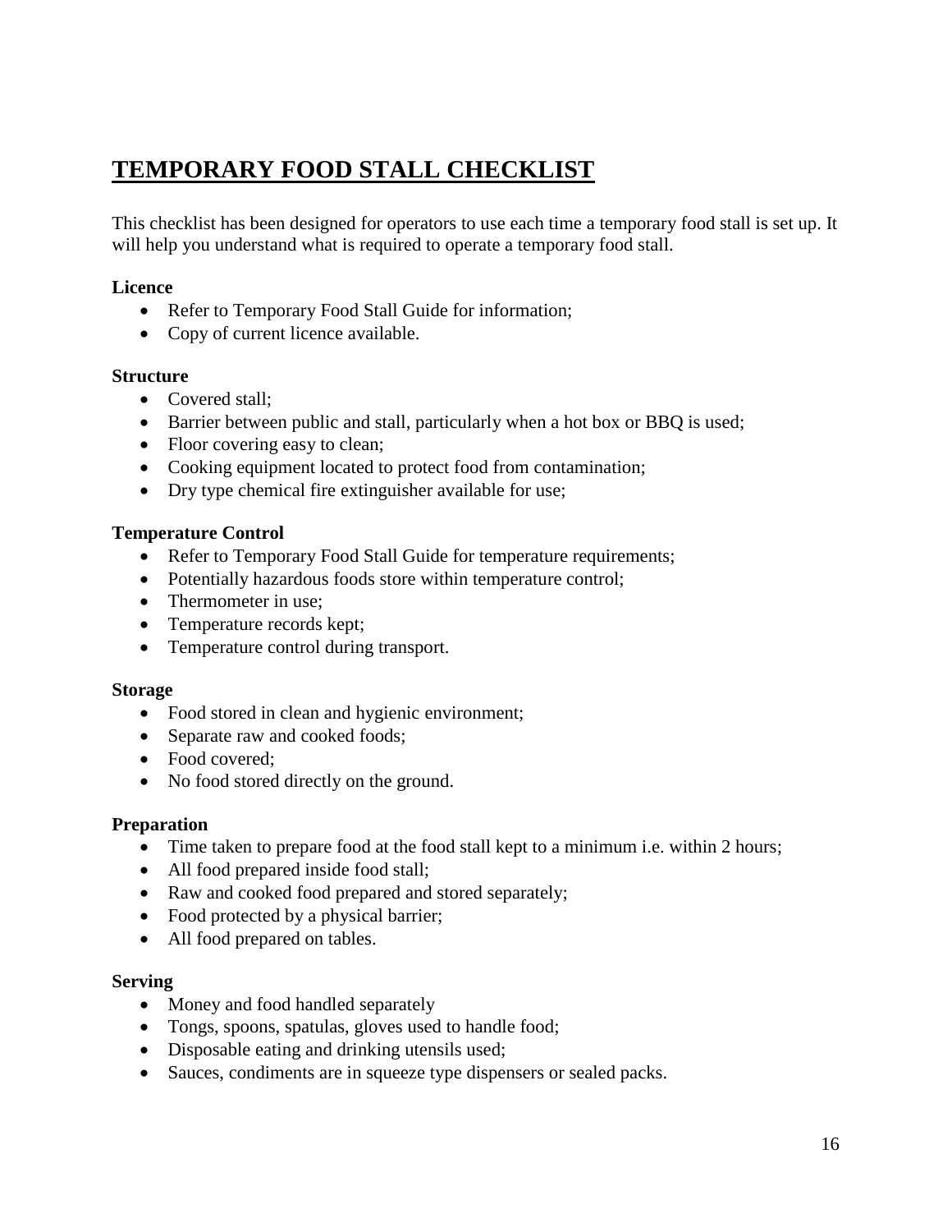# TEMPORARY FOOD STALL CHECKLIST

This checklist has been designed for operators to use each time a temporary food stall is set up. It will help you understand what is required to operate a temporary food stall.

**Licence**

- Refer to Temporary Food Stall Guide for information;
- Copy of current licence available.

**Structure**

- Covered stall;
- Barrier between public and stall, particularly when a hot box or BBQ is used;
- Floor covering easy to clean;
- Cooking equipment located to protect food from contamination;
- Dry type chemical fire extinguisher available for use;

**Temperature Control**

- Refer to Temporary Food Stall Guide for temperature requirements;
- Potentially hazardous foods store within temperature control;
- Thermometer in use;
- Temperature records kept;
- Temperature control during transport.

**Storage**

- Food stored in clean and hygienic environment;
- Separate raw and cooked foods;
- Food covered;
- No food stored directly on the ground.

**Preparation**

- Time taken to prepare food at the food stall kept to a minimum i.e. within 2 hours;
- All food prepared inside food stall;
- Raw and cooked food prepared and stored separately;
- Food protected by a physical barrier;
- All food prepared on tables.

**Serving**

- Money and food handled separately
- Tongs, spoons, spatulas, gloves used to handle food;
- Disposable eating and drinking utensils used;
- Sauces, condiments are in squeeze type dispensers or sealed packs.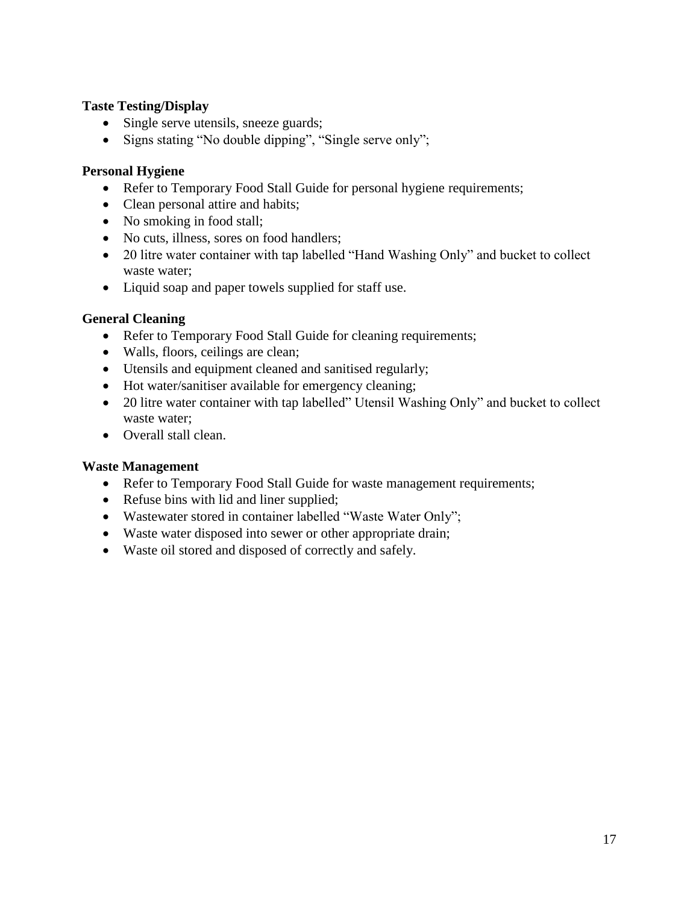**Taste Testing/Display**

- Single serve utensils, sneeze guards;
- Signs stating "No double dipping", "Single serve only";

**Personal Hygiene**

- Refer to Temporary Food Stall Guide for personal hygiene requirements;
- Clean personal attire and habits;
- No smoking in food stall;
- No cuts, illness, sores on food handlers;
- 20 litre water container with tap labelled "Hand Washing Only" and bucket to collect waste water;
- Liquid soap and paper towels supplied for staff use.

**General Cleaning**

- Refer to Temporary Food Stall Guide for cleaning requirements;
- Walls, floors, ceilings are clean;
- Utensils and equipment cleaned and sanitised regularly;
- Hot water/sanitiser available for emergency cleaning;
- 20 litre water container with tap labelled" Utensil Washing Only" and bucket to collect waste water;
- Overall stall clean.

**Waste Management**

- Refer to Temporary Food Stall Guide for waste management requirements;
- Refuse bins with lid and liner supplied;
- Wastewater stored in container labelled "Waste Water Only";
- Waste water disposed into sewer or other appropriate drain;
- Waste oil stored and disposed of correctly and safely.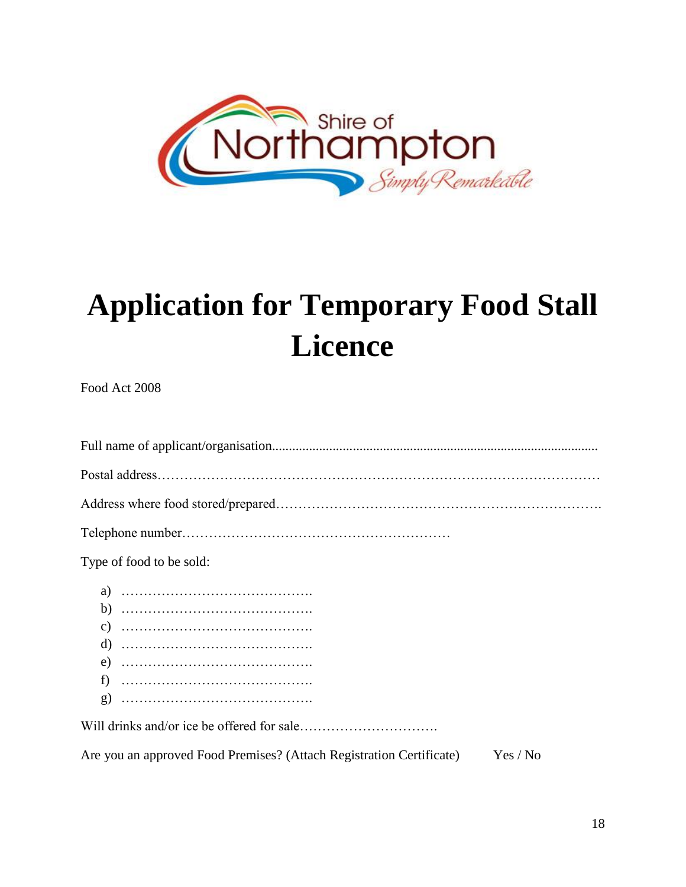Shire of Northampton

*Simply Remarkable*

# Application for Temporary Food Stall Licence

Food Act 2008

Full name of applicant/organisation.................................................................................................

Postal address……………………………………………………………………………………

Address where food stored/prepared………………………………………………………….

Telephone number…………………………………………………

Type of food to be sold:

a) …………………………………….
b) …………………………………….
c) …………………………………….
d) …………………………………….
e) …………………………………….
f) …………………………………….
g) …………………………………….

Will drinks and/or ice be offered for sale………………………….

Are you an approved Food Premises? (Attach Registration Certificate) Yes / No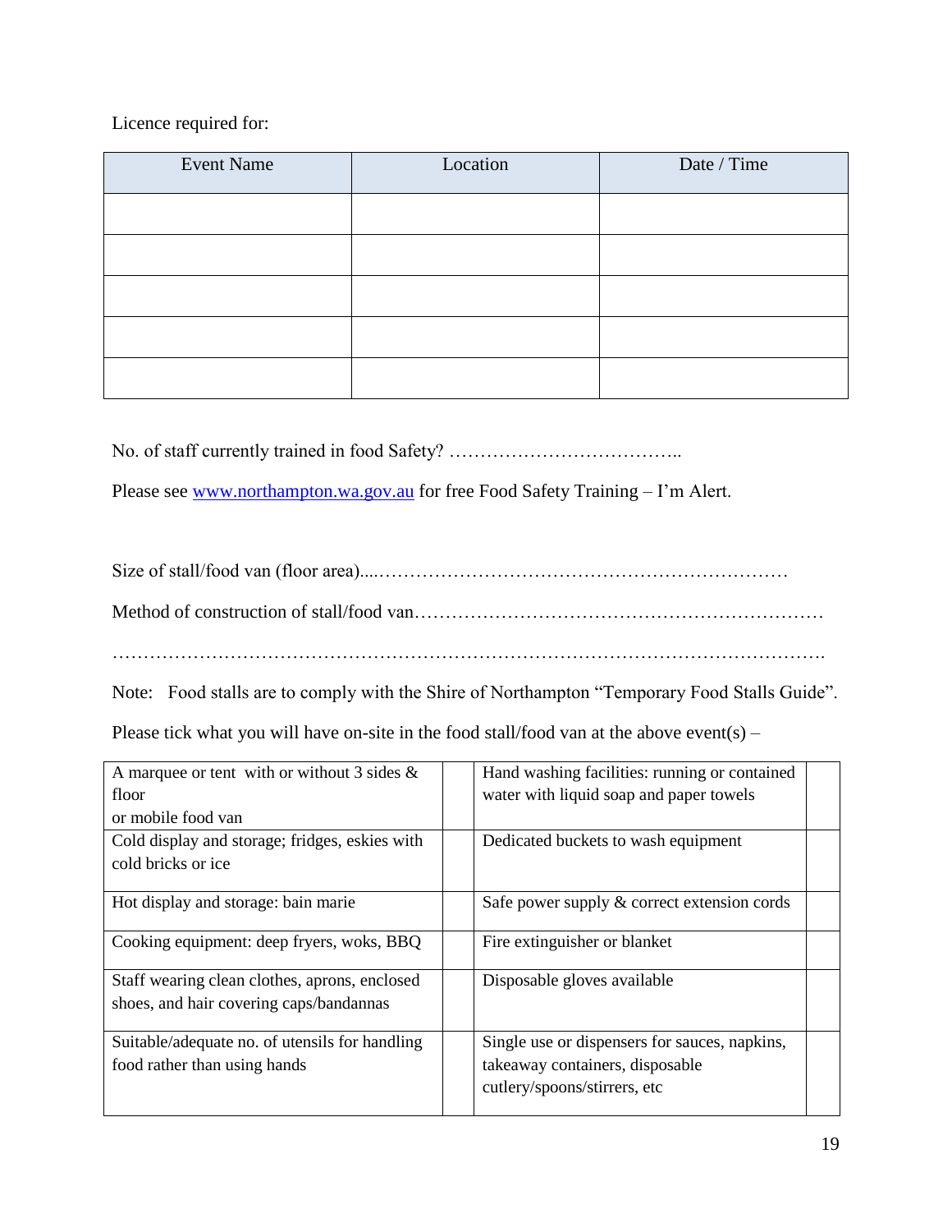Licence required for:

| Event Name | Location | Date / Time |
|---|---|---|
| | | |
| | | |
| | | |
| | | |
| | | |

No. of staff currently trained in food Safety? ………………………………..

Please see [www.northampton.wa.gov.au](http://www.northampton.wa.gov.au) for free Food Safety Training – I'm Alert.

Size of stall/food van (floor area)....…………………………………………………………

Method of construction of stall/food van………………………………………………………

……………………………………………………………………………………………………….

Note: Food stalls are to comply with the Shire of Northampton "Temporary Food Stalls Guide".

Please tick what you will have on-site in the food stall/food van at the above event(s) –

| | | | |
|---|---|---|---|
| A marquee or tent with or without 3 sides & floor or mobile food van | | Hand washing facilities: running or contained water with liquid soap and paper towels | |
| Cold display and storage; fridges, eskies with cold bricks or ice | | Dedicated buckets to wash equipment | |
| Hot display and storage: bain marie | | Safe power supply & correct extension cords | |
| Cooking equipment: deep fryers, woks, BBQ | | Fire extinguisher or blanket | |
| Staff wearing clean clothes, aprons, enclosed shoes, and hair covering caps/bandannas | | Disposable gloves available | |
| Suitable/adequate no. of utensils for handling food rather than using hands | | Single use or dispensers for sauces, napkins, takeaway containers, disposable cutlery/spoons/stirrers, etc | |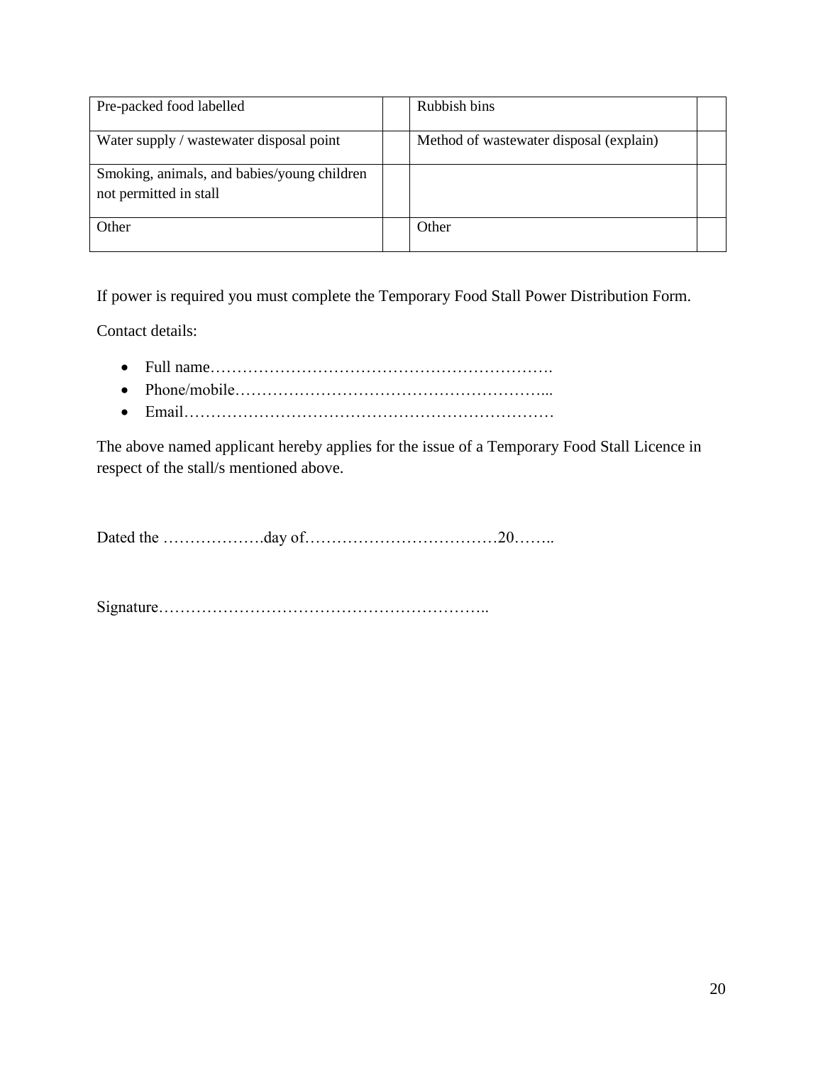| | | | |
|---|---|---|---|
| Pre-packed food labelled | | Rubbish bins | |
| Water supply / wastewater disposal point | | Method of wastewater disposal (explain) | |
| Smoking, animals, and babies/young children not permitted in stall | | | |
| Other | | Other | |

If power is required you must complete the Temporary Food Stall Power Distribution Form.

Contact details:

- Full name……………………………………………………….
- Phone/mobile…………………………………………………...
- Email……………………………………………………………

The above named applicant hereby applies for the issue of a Temporary Food Stall Licence in respect of the stall/s mentioned above.

Dated the ……………….day of…………………………….20……..

Signature……………………………………………………..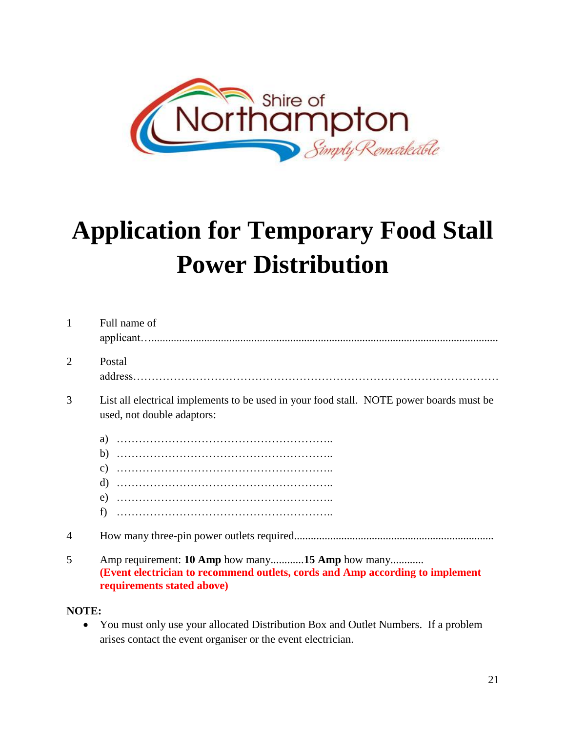Shire of Northampton

Simply Remarkable

# Application for Temporary Food Stall Power Distribution

1 Full name of applicant….................................................................................................................

2 Postal address………………………………………………………………………………

3 List all electrical implements to be used in your food stall. NOTE power boards must be used, not double adaptors:

a) …………………………………………………..
b) …………………………………………………..
c) …………………………………………………..
d) …………………………………………………..
e) …………………………………………………..
f) …………………………………………………..

4 How many three-pin power outlets required......................................................................

5 Amp requirement: **10 Amp** how many............**15 Amp** how many............
**(Event electrician to recommend outlets, cords and Amp according to implement requirements stated above)**

**NOTE:**

- You must only use your allocated Distribution Box and Outlet Numbers. If a problem arises contact the event organiser or the event electrician.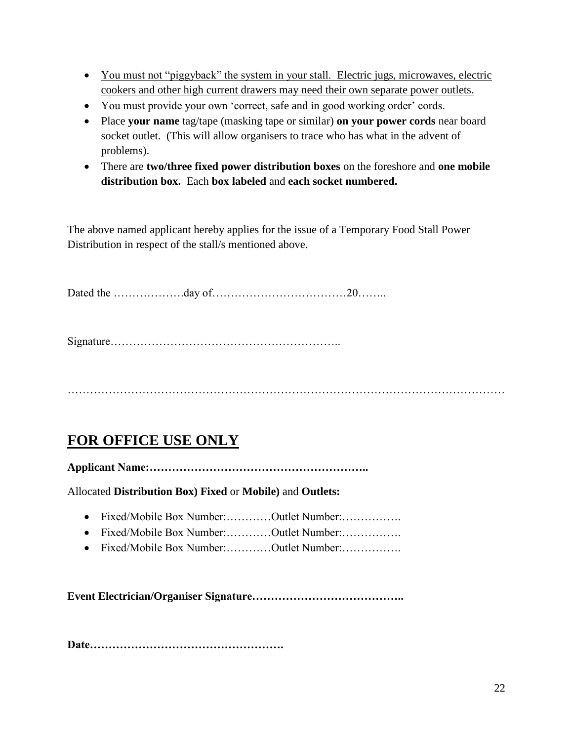- You must not “piggyback” the system in your stall. Electric jugs, microwaves, electric cookers and other high current drawers may need their own separate power outlets.
- You must provide your own ‘correct, safe and in good working order’ cords.
- Place **your name** tag/tape (masking tape or similar) **on your power cords** near board socket outlet. (This will allow organisers to trace who has what in the advent of problems).
- There are **two/three fixed power distribution boxes** on the foreshore and **one mobile distribution box.** Each **box labeled** and **each socket numbered.**

The above named applicant hereby applies for the issue of a Temporary Food Stall Power Distribution in respect of the stall/s mentioned above.

Dated the ……………….day of………………………………20……..

Signature……………………………………………………..

…………………………………………………………………………………………………………

## FOR OFFICE USE ONLY

**Applicant Name:…………………………………………………..**

Allocated **Distribution Box) Fixed** or **Mobile)** and **Outlets:**

- Fixed/Mobile Box Number:…………Outlet Number:…………….
- Fixed/Mobile Box Number:…………Outlet Number:…………….
- Fixed/Mobile Box Number:…………Outlet Number:…………….

**Event Electrician/Organiser Signature…………………………………..**

**Date…………………………………………….**